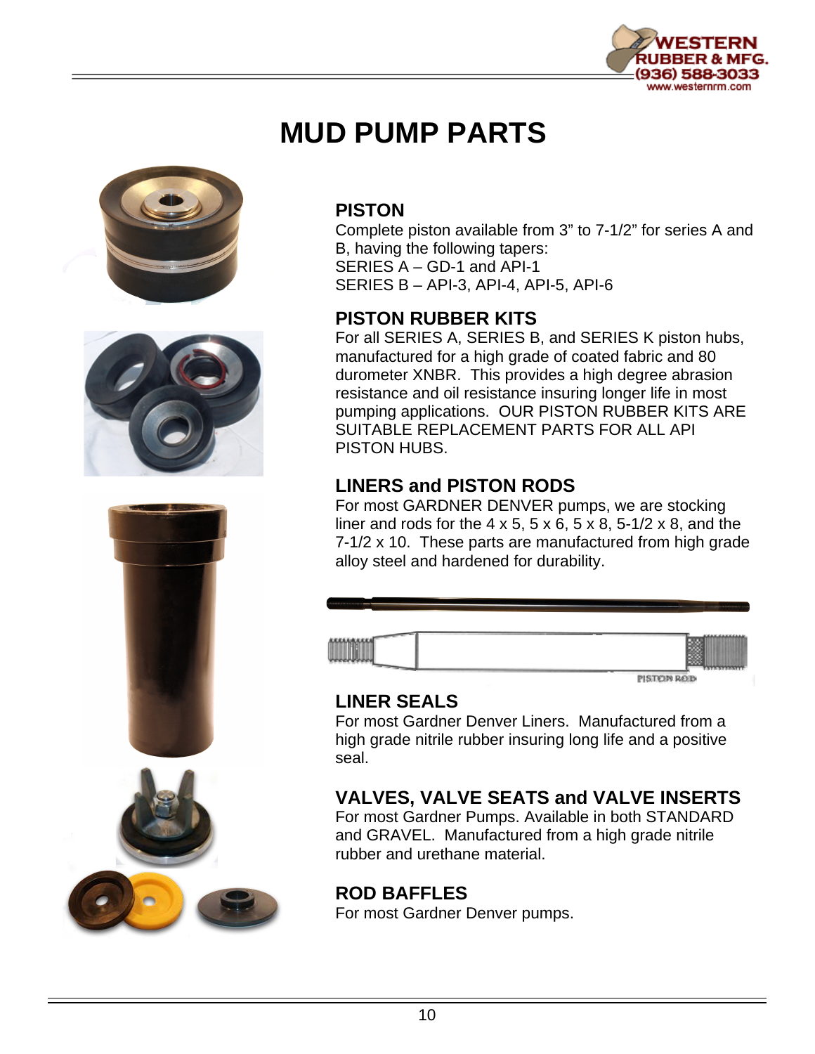# MUD PUMP PARTS

## PISTON

Complete piston available from 3" to 7-1/2" for series A and B, having the following tapers:
SERIES A – GD-1 and API-1
SERIES B – API-3, API-4, API-5, API-6

## PISTON RUBBER KITS

For all SERIES A, SERIES B, and SERIES K piston hubs, manufactured for a high grade of coated fabric and 80 durometer XNBR. This provides a high degree abrasion resistance and oil resistance insuring longer life in most pumping applications. OUR PISTON RUBBER KITS ARE SUITABLE REPLACEMENT PARTS FOR ALL API PISTON HUBS.

## LINERS and PISTON RODS

For most GARDNER DENVER pumps, we are stocking liner and rods for the 4 x 5, 5 x 6, 5 x 8, 5-1/2 x 8, and the 7-1/2 x 10. These parts are manufactured from high grade alloy steel and hardened for durability.

PISTON ROD

## LINER SEALS

For most Gardner Denver Liners. Manufactured from a high grade nitrile rubber insuring long life and a positive seal.

## VALVES, VALVE SEATS and VALVE INSERTS

For most Gardner Pumps. Available in both STANDARD and GRAVEL. Manufactured from a high grade nitrile rubber and urethane material.

## ROD BAFFLES

For most Gardner Denver pumps.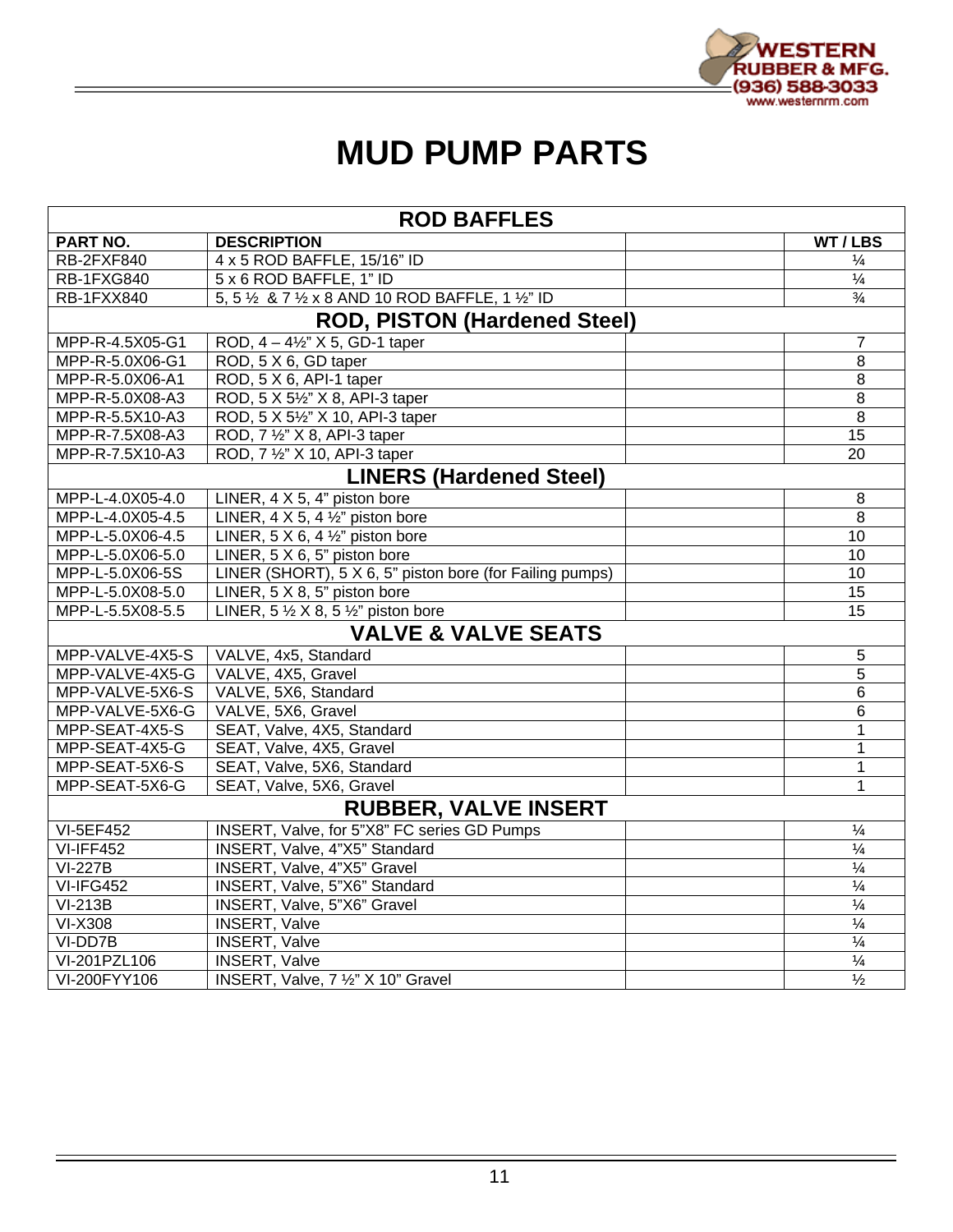# MUD PUMP PARTS

| ROD BAFFLES | | | |
|---|---|---|---|
| **PART NO.** | **DESCRIPTION** | | **WT / LBS** |
| RB-2FXF840 | 4 x 5 ROD BAFFLE, 15/16" ID | | ¼ |
| RB-1FXG840 | 5 x 6 ROD BAFFLE, 1" ID | | ¼ |
| RB-1FXX840 | 5, 5 ½ & 7 ½ x 8 AND 10 ROD BAFFLE, 1 ½" ID | | ¾ |
| **ROD, PISTON (Hardened Steel)** | | | |
| MPP-R-4.5X05-G1 | ROD, 4 – 4½" X 5, GD-1 taper | | 7 |
| MPP-R-5.0X06-G1 | ROD, 5 X 6, GD taper | | 8 |
| MPP-R-5.0X06-A1 | ROD, 5 X 6, API-1 taper | | 8 |
| MPP-R-5.0X08-A3 | ROD, 5 X 5½" X 8, API-3 taper | | 8 |
| MPP-R-5.5X10-A3 | ROD, 5 X 5½" X 10, API-3 taper | | 8 |
| MPP-R-7.5X08-A3 | ROD, 7 ½" X 8, API-3 taper | | 15 |
| MPP-R-7.5X10-A3 | ROD, 7 ½" X 10, API-3 taper | | 20 |
| **LINERS (Hardened Steel)** | | | |
| MPP-L-4.0X05-4.0 | LINER, 4 X 5, 4" piston bore | | 8 |
| MPP-L-4.0X05-4.5 | LINER, 4 X 5, 4 ½" piston bore | | 8 |
| MPP-L-5.0X06-4.5 | LINER, 5 X 6, 4 ½" piston bore | | 10 |
| MPP-L-5.0X06-5.0 | LINER, 5 X 6, 5" piston bore | | 10 |
| MPP-L-5.0X06-5S | LINER (SHORT), 5 X 6, 5" piston bore (for Failing pumps) | | 10 |
| MPP-L-5.0X08-5.0 | LINER, 5 X 8, 5" piston bore | | 15 |
| MPP-L-5.5X08-5.5 | LINER, 5 ½ X 8, 5 ½" piston bore | | 15 |
| **VALVE & VALVE SEATS** | | | |
| MPP-VALVE-4X5-S | VALVE, 4x5, Standard | | 5 |
| MPP-VALVE-4X5-G | VALVE, 4X5, Gravel | | 5 |
| MPP-VALVE-5X6-S | VALVE, 5X6, Standard | | 6 |
| MPP-VALVE-5X6-G | VALVE, 5X6, Gravel | | 6 |
| MPP-SEAT-4X5-S | SEAT, Valve, 4X5, Standard | | 1 |
| MPP-SEAT-4X5-G | SEAT, Valve, 4X5, Gravel | | 1 |
| MPP-SEAT-5X6-S | SEAT, Valve, 5X6, Standard | | 1 |
| MPP-SEAT-5X6-G | SEAT, Valve, 5X6, Gravel | | 1 |
| **RUBBER, VALVE INSERT** | | | |
| VI-5EF452 | INSERT, Valve, for 5"X8" FC series GD Pumps | | ¼ |
| VI-IFF452 | INSERT, Valve, 4"X5" Standard | | ¼ |
| VI-227B | INSERT, Valve, 4"X5" Gravel | | ¼ |
| VI-IFG452 | INSERT, Valve, 5"X6" Standard | | ¼ |
| VI-213B | INSERT, Valve, 5"X6" Gravel | | ¼ |
| VI-X308 | INSERT, Valve | | ¼ |
| VI-DD7B | INSERT, Valve | | ¼ |
| VI-201PZL106 | INSERT, Valve | | ¼ |
| VI-200FYY106 | INSERT, Valve, 7 ½" X 10" Gravel | | ½ |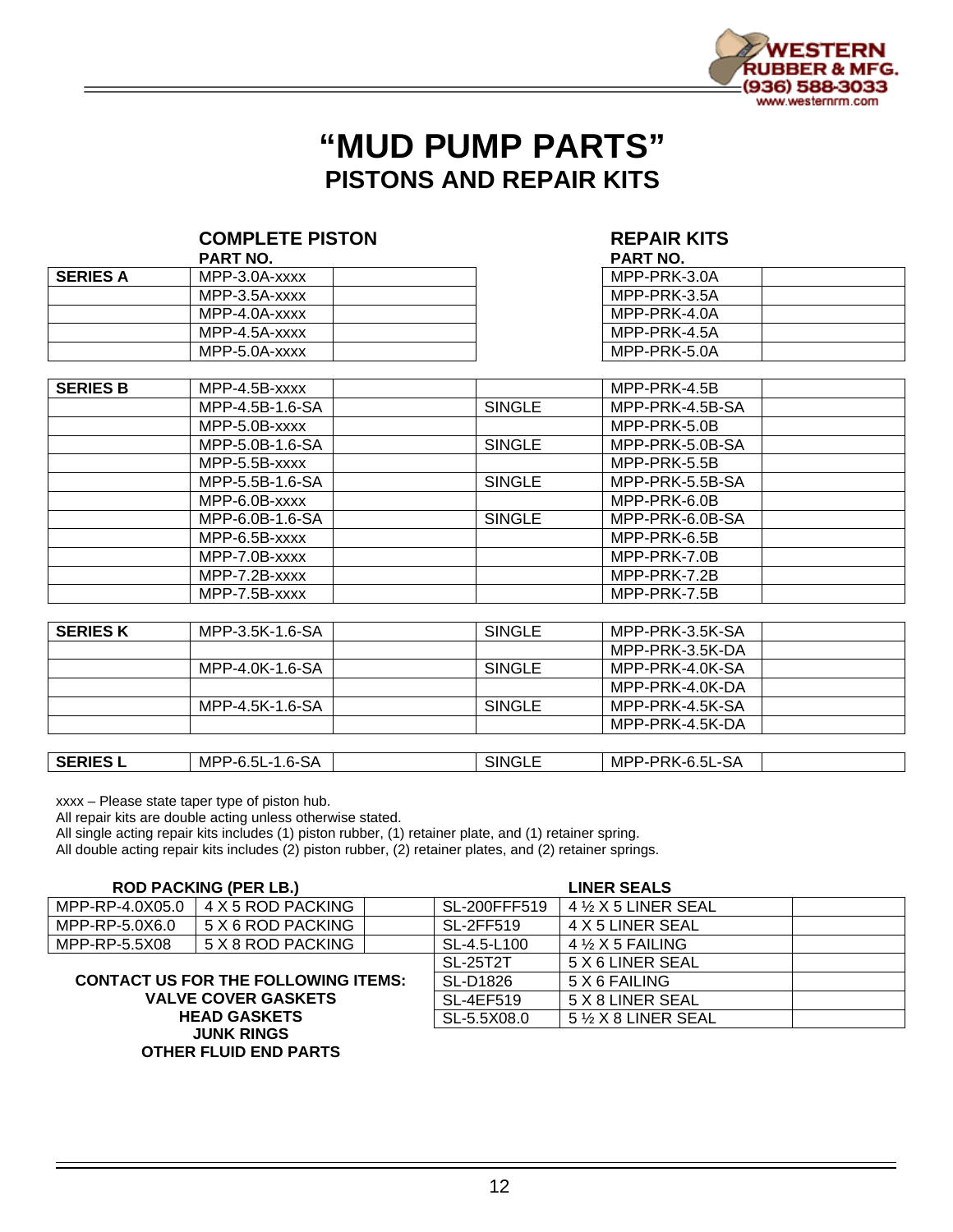# "MUD PUMP PARTS"

## PISTONS AND REPAIR KITS

| | COMPLETE PISTON PART NO. | | | REPAIR KITS PART NO. | |
|---|---|---|---|---|---|
| **SERIES A** | MPP-3.0A-xxxx | | | MPP-PRK-3.0A | |
| | MPP-3.5A-xxxx | | | MPP-PRK-3.5A | |
| | MPP-4.0A-xxxx | | | MPP-PRK-4.0A | |
| | MPP-4.5A-xxxx | | | MPP-PRK-4.5A | |
| | MPP-5.0A-xxxx | | | MPP-PRK-5.0A | |

| | | | | | |
|---|---|---|---|---|---|
| **SERIES B** | MPP-4.5B-xxxx | | | MPP-PRK-4.5B | |
| | MPP-4.5B-1.6-SA | | SINGLE | MPP-PRK-4.5B-SA | |
| | MPP-5.0B-xxxx | | | MPP-PRK-5.0B | |
| | MPP-5.0B-1.6-SA | | SINGLE | MPP-PRK-5.0B-SA | |
| | MPP-5.5B-xxxx | | | MPP-PRK-5.5B | |
| | MPP-5.5B-1.6-SA | | SINGLE | MPP-PRK-5.5B-SA | |
| | MPP-6.0B-xxxx | | | MPP-PRK-6.0B | |
| | MPP-6.0B-1.6-SA | | SINGLE | MPP-PRK-6.0B-SA | |
| | MPP-6.5B-xxxx | | | MPP-PRK-6.5B | |
| | MPP-7.0B-xxxx | | | MPP-PRK-7.0B | |
| | MPP-7.2B-xxxx | | | MPP-PRK-7.2B | |
| | MPP-7.5B-xxxx | | | MPP-PRK-7.5B | |

| | | | | | |
|---|---|---|---|---|---|
| **SERIES K** | MPP-3.5K-1.6-SA | | SINGLE | MPP-PRK-3.5K-SA | |
| | | | | MPP-PRK-3.5K-DA | |
| | MPP-4.0K-1.6-SA | | SINGLE | MPP-PRK-4.0K-SA | |
| | | | | MPP-PRK-4.0K-DA | |
| | MPP-4.5K-1.6-SA | | SINGLE | MPP-PRK-4.5K-SA | |
| | | | | MPP-PRK-4.5K-DA | |

| | | | | | |
|---|---|---|---|---|---|
| **SERIES L** | MPP-6.5L-1.6-SA | | SINGLE | MPP-PRK-6.5L-SA | |

xxxx – Please state taper type of piston hub.
All repair kits are double acting unless otherwise stated.
All single acting repair kits includes (1) piston rubber, (1) retainer plate, and (1) retainer spring.
All double acting repair kits includes (2) piston rubber, (2) retainer plates, and (2) retainer springs.

**ROD PACKING (PER LB.)**

| | | |
|---|---|---|
| MPP-RP-4.0X05.0 | 4 X 5 ROD PACKING | |
| MPP-RP-5.0X6.0 | 5 X 6 ROD PACKING | |
| MPP-RP-5.5X08 | 5 X 8 ROD PACKING | |

**LINER SEALS**

| | | |
|---|---|---|
| SL-200FFF519 | 4 ½ X 5 LINER SEAL | |
| SL-2FF519 | 4 X 5 LINER SEAL | |
| SL-4.5-L100 | 4 ½ X 5 FAILING | |
| SL-25T2T | 5 X 6 LINER SEAL | |
| SL-D1826 | 5 X 6 FAILING | |
| SL-4EF519 | 5 X 8 LINER SEAL | |
| SL-5.5X08.0 | 5 ½ X 8 LINER SEAL | |

**CONTACT US FOR THE FOLLOWING ITEMS:**
**VALVE COVER GASKETS**
**HEAD GASKETS**
**JUNK RINGS**
**OTHER FLUID END PARTS**